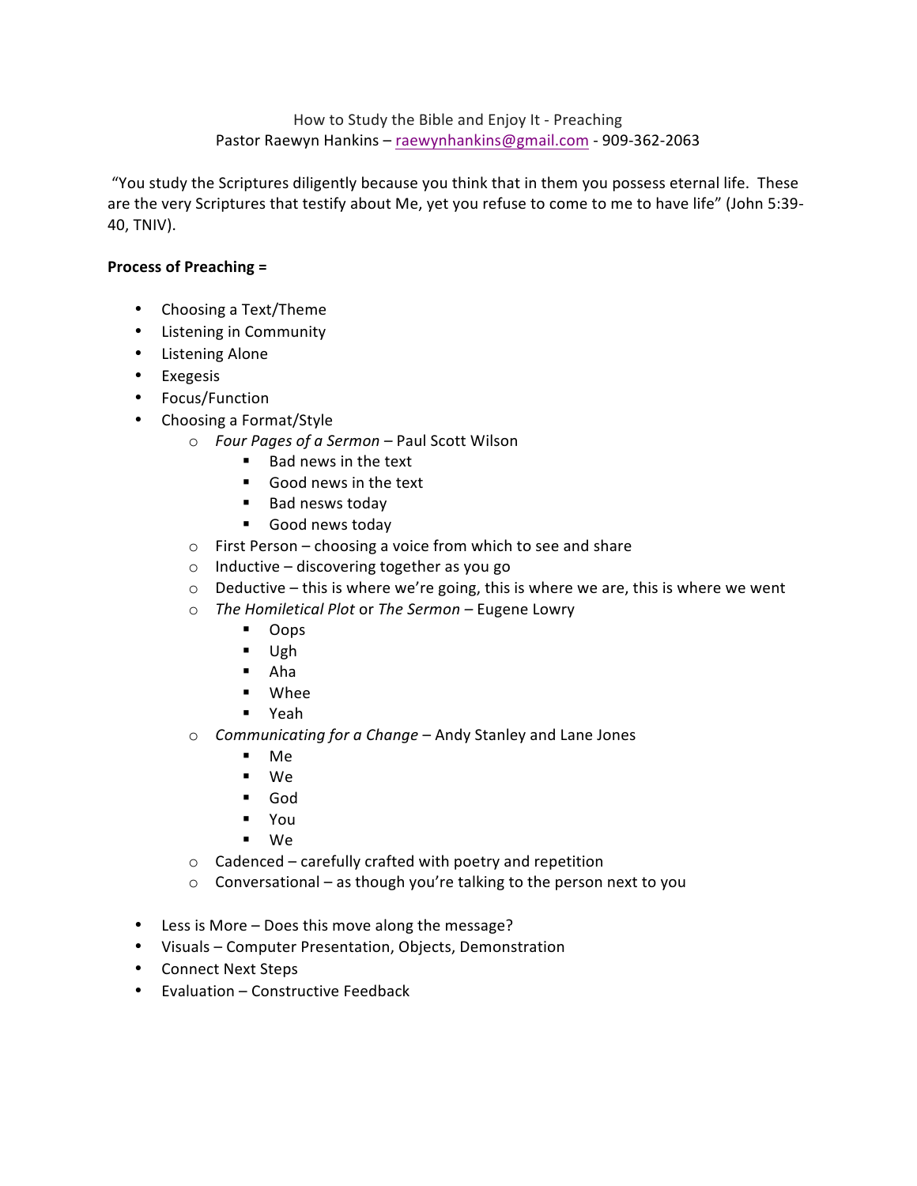How to Study the Bible and Enjoy It - Preaching

Pastor Raewyn Hankins – raewynhankins@gmail.com - 909-362-2063

"You study the Scriptures diligently because you think that in them you possess eternal life. These are the very Scriptures that testify about Me, yet you refuse to come to me to have life" (John 5:39-40, TNIV).

**Process of Preaching =**

- Choosing a Text/Theme
- Listening in Community
- Listening Alone
- Exegesis
- Focus/Function
- Choosing a Format/Style
  - *Four Pages of a Sermon* – Paul Scott Wilson
    - Bad news in the text
    - Good news in the text
    - Bad nesws today
    - Good news today
  - First Person – choosing a voice from which to see and share
  - Inductive – discovering together as you go
  - Deductive – this is where we're going, this is where we are, this is where we went
  - *The Homiletical Plot* or *The Sermon* – Eugene Lowry
    - Oops
    - Ugh
    - Aha
    - Whee
    - Yeah
  - *Communicating for a Change* – Andy Stanley and Lane Jones
    - Me
    - We
    - God
    - You
    - We
  - Cadenced – carefully crafted with poetry and repetition
  - Conversational – as though you're talking to the person next to you

- Less is More – Does this move along the message?
- Visuals – Computer Presentation, Objects, Demonstration
- Connect Next Steps
- Evaluation – Constructive Feedback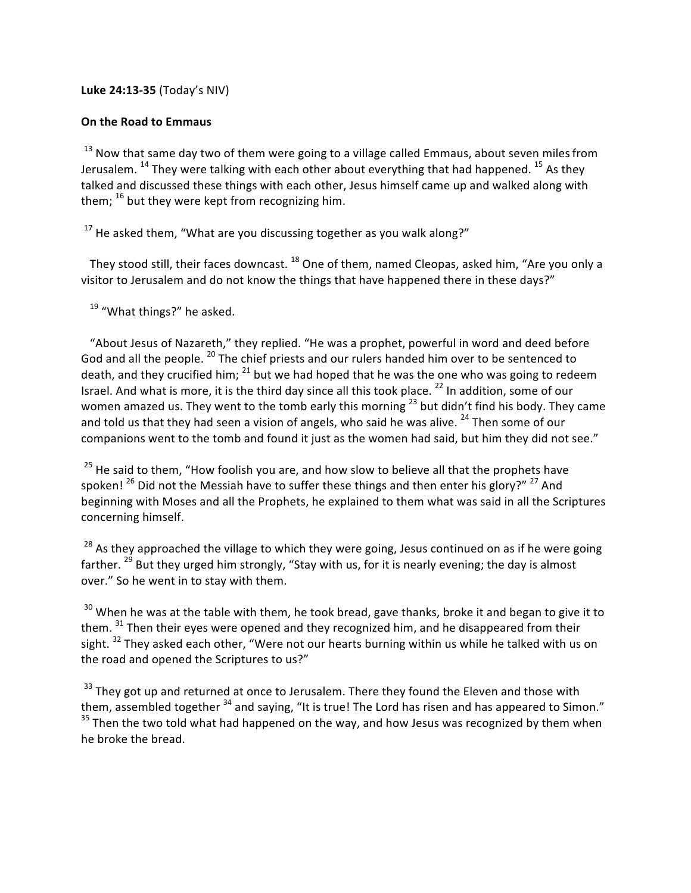**Luke 24:13-35** (Today's NIV)

**On the Road to Emmaus**

[13] Now that same day two of them were going to a village called Emmaus, about seven miles from Jerusalem. [14] They were talking with each other about everything that had happened. [15] As they talked and discussed these things with each other, Jesus himself came up and walked along with them; [16] but they were kept from recognizing him.

[17] He asked them, "What are you discussing together as you walk along?"

They stood still, their faces downcast. [18] One of them, named Cleopas, asked him, "Are you only a visitor to Jerusalem and do not know the things that have happened there in these days?"

[19] "What things?" he asked.

"About Jesus of Nazareth," they replied. "He was a prophet, powerful in word and deed before God and all the people. [20] The chief priests and our rulers handed him over to be sentenced to death, and they crucified him; [21] but we had hoped that he was the one who was going to redeem Israel. And what is more, it is the third day since all this took place. [22] In addition, some of our women amazed us. They went to the tomb early this morning [23] but didn't find his body. They came and told us that they had seen a vision of angels, who said he was alive. [24] Then some of our companions went to the tomb and found it just as the women had said, but him they did not see."

[25] He said to them, "How foolish you are, and how slow to believe all that the prophets have spoken! [26] Did not the Messiah have to suffer these things and then enter his glory?" [27] And beginning with Moses and all the Prophets, he explained to them what was said in all the Scriptures concerning himself.

[28] As they approached the village to which they were going, Jesus continued on as if he were going farther. [29] But they urged him strongly, "Stay with us, for it is nearly evening; the day is almost over." So he went in to stay with them.

[30] When he was at the table with them, he took bread, gave thanks, broke it and began to give it to them. [31] Then their eyes were opened and they recognized him, and he disappeared from their sight. [32] They asked each other, "Were not our hearts burning within us while he talked with us on the road and opened the Scriptures to us?"

[33] They got up and returned at once to Jerusalem. There they found the Eleven and those with them, assembled together [34] and saying, "It is true! The Lord has risen and has appeared to Simon." [35] Then the two told what had happened on the way, and how Jesus was recognized by them when he broke the bread.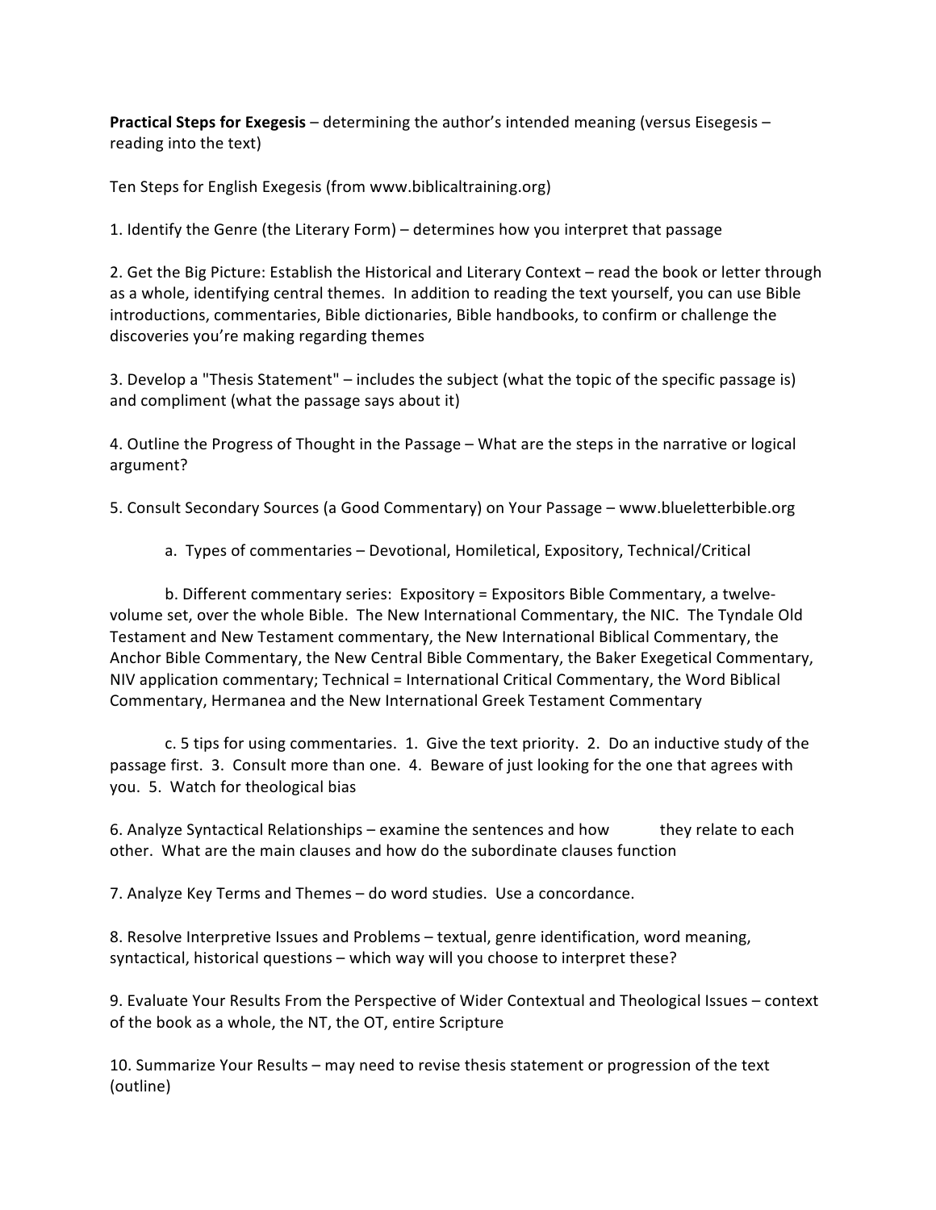**Practical Steps for Exegesis** – determining the author's intended meaning (versus Eisegesis – reading into the text)

Ten Steps for English Exegesis (from www.biblicaltraining.org)

1. Identify the Genre (the Literary Form) – determines how you interpret that passage

2. Get the Big Picture: Establish the Historical and Literary Context – read the book or letter through as a whole, identifying central themes. In addition to reading the text yourself, you can use Bible introductions, commentaries, Bible dictionaries, Bible handbooks, to confirm or challenge the discoveries you're making regarding themes

3. Develop a "Thesis Statement" – includes the subject (what the topic of the specific passage is) and compliment (what the passage says about it)

4. Outline the Progress of Thought in the Passage – What are the steps in the narrative or logical argument?

5. Consult Secondary Sources (a Good Commentary) on Your Passage – www.blueletterbible.org

    a. Types of commentaries – Devotional, Homiletical, Expository, Technical/Critical

    b. Different commentary series: Expository = Expositors Bible Commentary, a twelve-volume set, over the whole Bible. The New International Commentary, the NIC. The Tyndale Old Testament and New Testament commentary, the New International Biblical Commentary, the Anchor Bible Commentary, the New Central Bible Commentary, the Baker Exegetical Commentary, NIV application commentary; Technical = International Critical Commentary, the Word Biblical Commentary, Hermanea and the New International Greek Testament Commentary

    c. 5 tips for using commentaries. 1. Give the text priority. 2. Do an inductive study of the passage first. 3. Consult more than one. 4. Beware of just looking for the one that agrees with you. 5. Watch for theological bias

6. Analyze Syntactical Relationships – examine the sentences and how they relate to each other. What are the main clauses and how do the subordinate clauses function

7. Analyze Key Terms and Themes – do word studies. Use a concordance.

8. Resolve Interpretive Issues and Problems – textual, genre identification, word meaning, syntactical, historical questions – which way will you choose to interpret these?

9. Evaluate Your Results From the Perspective of Wider Contextual and Theological Issues – context of the book as a whole, the NT, the OT, entire Scripture

10. Summarize Your Results – may need to revise thesis statement or progression of the text (outline)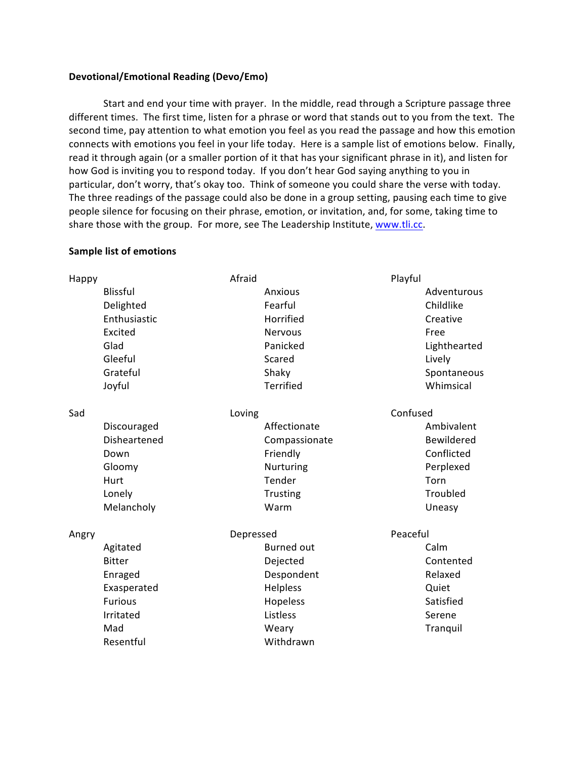**Devotional/Emotional Reading (Devo/Emo)**

Start and end your time with prayer. In the middle, read through a Scripture passage three different times. The first time, listen for a phrase or word that stands out to you from the text. The second time, pay attention to what emotion you feel as you read the passage and how this emotion connects with emotions you feel in your life today. Here is a sample list of emotions below. Finally, read it through again (or a smaller portion of it that has your significant phrase in it), and listen for how God is inviting you to respond today. If you don't hear God saying anything to you in particular, don't worry, that's okay too. Think of someone you could share the verse with today. The three readings of the passage could also be done in a group setting, pausing each time to give people silence for focusing on their phrase, emotion, or invitation, and, for some, taking time to share those with the group. For more, see The Leadership Institute, [www.tli.cc](http://www.tli.cc).

**Sample list of emotions**

Happy
- Blissful
- Delighted
- Enthusiastic
- Excited
- Glad
- Gleeful
- Grateful
- Joyful

Afraid
- Anxious
- Fearful
- Horrified
- Nervous
- Panicked
- Scared
- Shaky
- Terrified

Playful
- Adventurous
- Childlike
- Creative
- Free
- Lighthearted
- Lively
- Spontaneous
- Whimsical

Sad
- Discouraged
- Disheartened
- Down
- Gloomy
- Hurt
- Lonely
- Melancholy

Loving
- Affectionate
- Compassionate
- Friendly
- Nurturing
- Tender
- Trusting
- Warm

Confused
- Ambivalent
- Bewildered
- Conflicted
- Perplexed
- Torn
- Troubled
- Uneasy

Angry
- Agitated
- Bitter
- Enraged
- Exasperated
- Furious
- Irritated
- Mad
- Resentful

Depressed
- Burned out
- Dejected
- Despondent
- Helpless
- Hopeless
- Listless
- Weary
- Withdrawn

Peaceful
- Calm
- Contented
- Relaxed
- Quiet
- Satisfied
- Serene
- Tranquil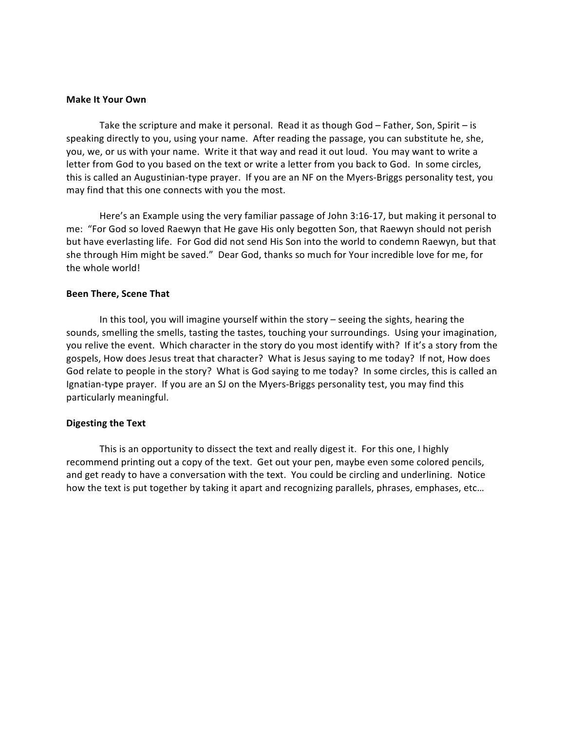**Make It Your Own**

Take the scripture and make it personal. Read it as though God – Father, Son, Spirit – is speaking directly to you, using your name. After reading the passage, you can substitute he, she, you, we, or us with your name. Write it that way and read it out loud. You may want to write a letter from God to you based on the text or write a letter from you back to God. In some circles, this is called an Augustinian-type prayer. If you are an NF on the Myers-Briggs personality test, you may find that this one connects with you the most.

Here's an Example using the very familiar passage of John 3:16-17, but making it personal to me: "For God so loved Raewyn that He gave His only begotten Son, that Raewyn should not perish but have everlasting life. For God did not send His Son into the world to condemn Raewyn, but that she through Him might be saved." Dear God, thanks so much for Your incredible love for me, for the whole world!

**Been There, Scene That**

In this tool, you will imagine yourself within the story – seeing the sights, hearing the sounds, smelling the smells, tasting the tastes, touching your surroundings. Using your imagination, you relive the event. Which character in the story do you most identify with? If it's a story from the gospels, How does Jesus treat that character? What is Jesus saying to me today? If not, How does God relate to people in the story? What is God saying to me today? In some circles, this is called an Ignatian-type prayer. If you are an SJ on the Myers-Briggs personality test, you may find this particularly meaningful.

**Digesting the Text**

This is an opportunity to dissect the text and really digest it. For this one, I highly recommend printing out a copy of the text. Get out your pen, maybe even some colored pencils, and get ready to have a conversation with the text. You could be circling and underlining. Notice how the text is put together by taking it apart and recognizing parallels, phrases, emphases, etc…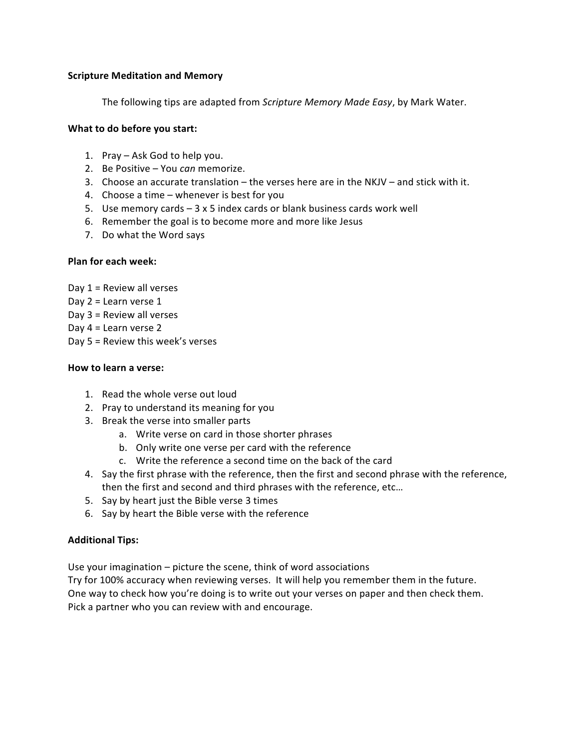**Scripture Meditation and Memory**

The following tips are adapted from *Scripture Memory Made Easy*, by Mark Water.

**What to do before you start:**

1. Pray – Ask God to help you.
2. Be Positive – You *can* memorize.
3. Choose an accurate translation – the verses here are in the NKJV – and stick with it.
4. Choose a time – whenever is best for you
5. Use memory cards – 3 x 5 index cards or blank business cards work well
6. Remember the goal is to become more and more like Jesus
7. Do what the Word says

**Plan for each week:**

Day 1 = Review all verses
Day 2 = Learn verse 1
Day 3 = Review all verses
Day 4 = Learn verse 2
Day 5 = Review this week's verses

**How to learn a verse:**

1. Read the whole verse out loud
2. Pray to understand its meaning for you
3. Break the verse into smaller parts
   a. Write verse on card in those shorter phrases
   b. Only write one verse per card with the reference
   c. Write the reference a second time on the back of the card
4. Say the first phrase with the reference, then the first and second phrase with the reference, then the first and second and third phrases with the reference, etc…
5. Say by heart just the Bible verse 3 times
6. Say by heart the Bible verse with the reference

**Additional Tips:**

Use your imagination – picture the scene, think of word associations
Try for 100% accuracy when reviewing verses. It will help you remember them in the future.
One way to check how you're doing is to write out your verses on paper and then check them.
Pick a partner who you can review with and encourage.